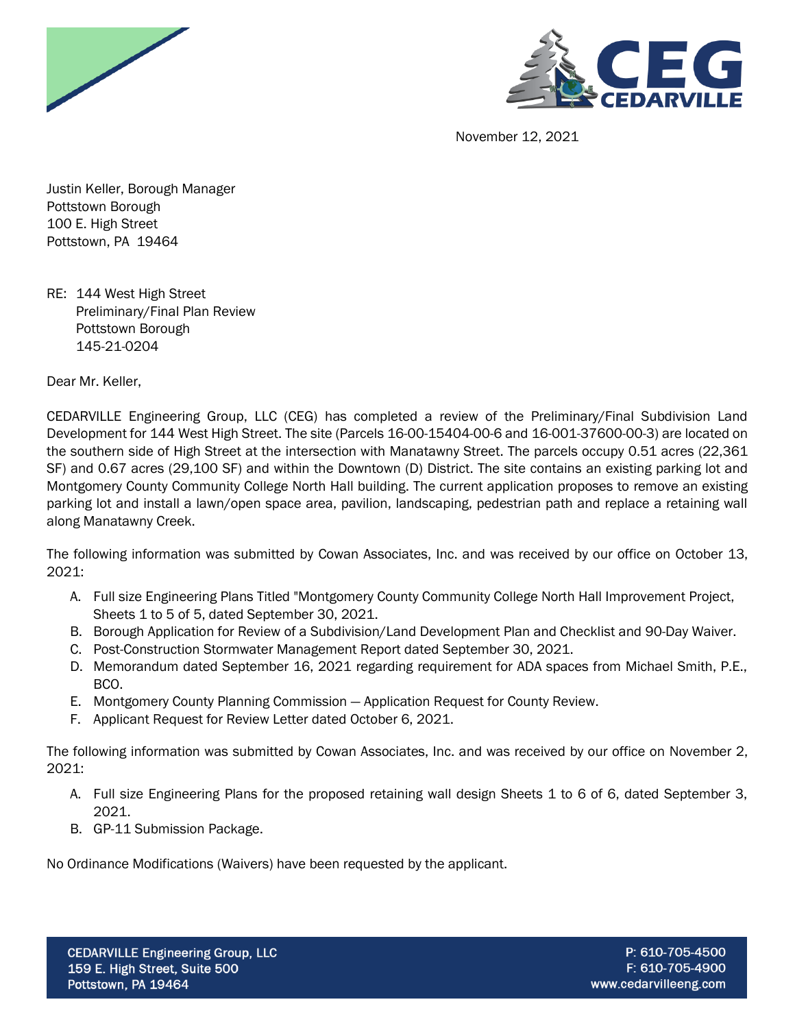November 12, 2021

Justin Keller, Borough Manager
Pottstown Borough
100 E. High Street
Pottstown, PA 19464

RE: 144 West High Street
Preliminary/Final Plan Review
Pottstown Borough
145-21-0204

Dear Mr. Keller,

CEDARVILLE Engineering Group, LLC (CEG) has completed a review of the Preliminary/Final Subdivision Land Development for 144 West High Street. The site (Parcels 16-00-15404-00-6 and 16-001-37600-00-3) are located on the southern side of High Street at the intersection with Manatawny Street. The parcels occupy 0.51 acres (22,361 SF) and 0.67 acres (29,100 SF) and within the Downtown (D) District. The site contains an existing parking lot and Montgomery County Community College North Hall building. The current application proposes to remove an existing parking lot and install a lawn/open space area, pavilion, landscaping, pedestrian path and replace a retaining wall along Manatawny Creek.

The following information was submitted by Cowan Associates, Inc. and was received by our office on October 13, 2021:

A. Full size Engineering Plans Titled "Montgomery County Community College North Hall Improvement Project, Sheets 1 to 5 of 5, dated September 30, 2021.
B. Borough Application for Review of a Subdivision/Land Development Plan and Checklist and 90-Day Waiver.
C. Post-Construction Stormwater Management Report dated September 30, 2021.
D. Memorandum dated September 16, 2021 regarding requirement for ADA spaces from Michael Smith, P.E., BCO.
E. Montgomery County Planning Commission – Application Request for County Review.
F. Applicant Request for Review Letter dated October 6, 2021.

The following information was submitted by Cowan Associates, Inc. and was received by our office on November 2, 2021:

A. Full size Engineering Plans for the proposed retaining wall design Sheets 1 to 6 of 6, dated September 3, 2021.
B. GP-11 Submission Package.

No Ordinance Modifications (Waivers) have been requested by the applicant.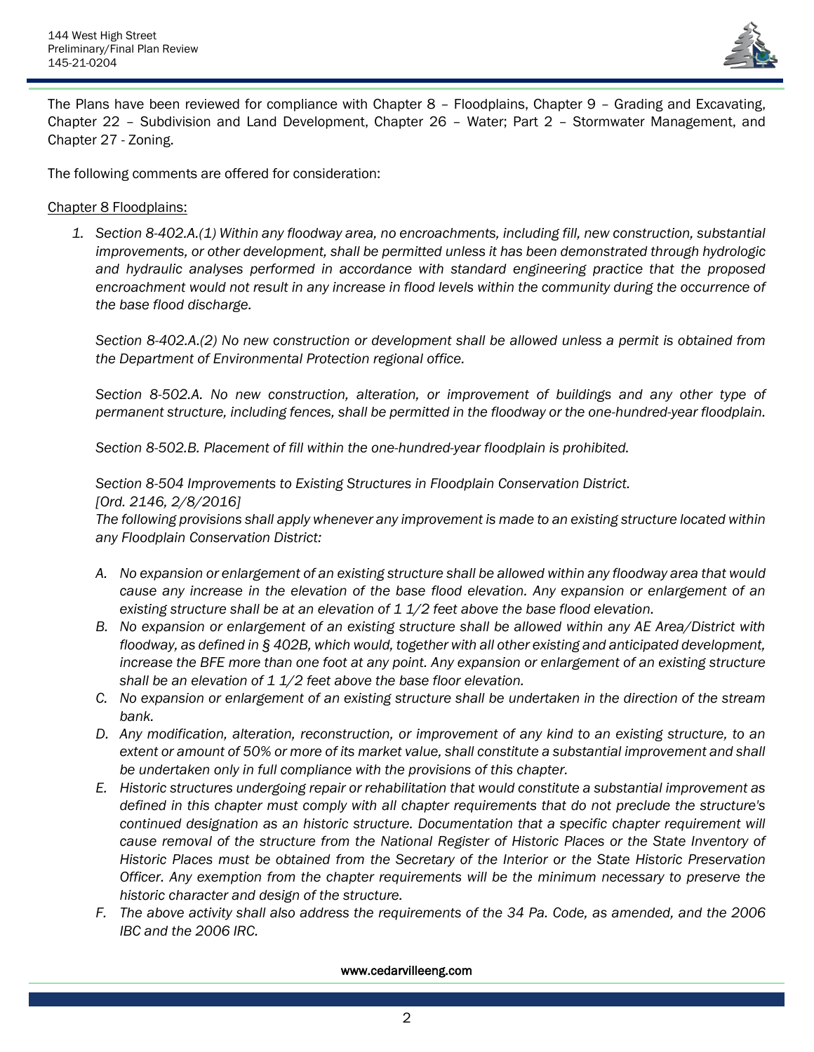The Plans have been reviewed for compliance with Chapter 8 – Floodplains, Chapter 9 – Grading and Excavating, Chapter 22 – Subdivision and Land Development, Chapter 26 – Water; Part 2 – Stormwater Management, and Chapter 27 - Zoning.

The following comments are offered for consideration:

Chapter 8 Floodplains:

1. *Section 8-402.A.(1) Within any floodway area, no encroachments, including fill, new construction, substantial improvements, or other development, shall be permitted unless it has been demonstrated through hydrologic and hydraulic analyses performed in accordance with standard engineering practice that the proposed encroachment would not result in any increase in flood levels within the community during the occurrence of the base flood discharge.*

   *Section 8-402.A.(2) No new construction or development shall be allowed unless a permit is obtained from the Department of Environmental Protection regional office.*

   *Section 8-502.A. No new construction, alteration, or improvement of buildings and any other type of permanent structure, including fences, shall be permitted in the floodway or the one-hundred-year floodplain.*

   *Section 8-502.B. Placement of fill within the one-hundred-year floodplain is prohibited.*

   *Section 8-504 Improvements to Existing Structures in Floodplain Conservation District.*
   *[Ord. 2146, 2/8/2016]*
   *The following provisions shall apply whenever any improvement is made to an existing structure located within any Floodplain Conservation District:*

   A. *No expansion or enlargement of an existing structure shall be allowed within any floodway area that would cause any increase in the elevation of the base flood elevation. Any expansion or enlargement of an existing structure shall be at an elevation of 1 1/2 feet above the base flood elevation.*
   B. *No expansion or enlargement of an existing structure shall be allowed within any AE Area/District with floodway, as defined in § 402B, which would, together with all other existing and anticipated development, increase the BFE more than one foot at any point. Any expansion or enlargement of an existing structure shall be an elevation of 1 1/2 feet above the base floor elevation.*
   C. *No expansion or enlargement of an existing structure shall be undertaken in the direction of the stream bank.*
   D. *Any modification, alteration, reconstruction, or improvement of any kind to an existing structure, to an extent or amount of 50% or more of its market value, shall constitute a substantial improvement and shall be undertaken only in full compliance with the provisions of this chapter.*
   E. *Historic structures undergoing repair or rehabilitation that would constitute a substantial improvement as defined in this chapter must comply with all chapter requirements that do not preclude the structure's continued designation as an historic structure. Documentation that a specific chapter requirement will cause removal of the structure from the National Register of Historic Places or the State Inventory of Historic Places must be obtained from the Secretary of the Interior or the State Historic Preservation Officer. Any exemption from the chapter requirements will be the minimum necessary to preserve the historic character and design of the structure.*
   F. *The above activity shall also address the requirements of the 34 Pa. Code, as amended, and the 2006 IBC and the 2006 IRC.*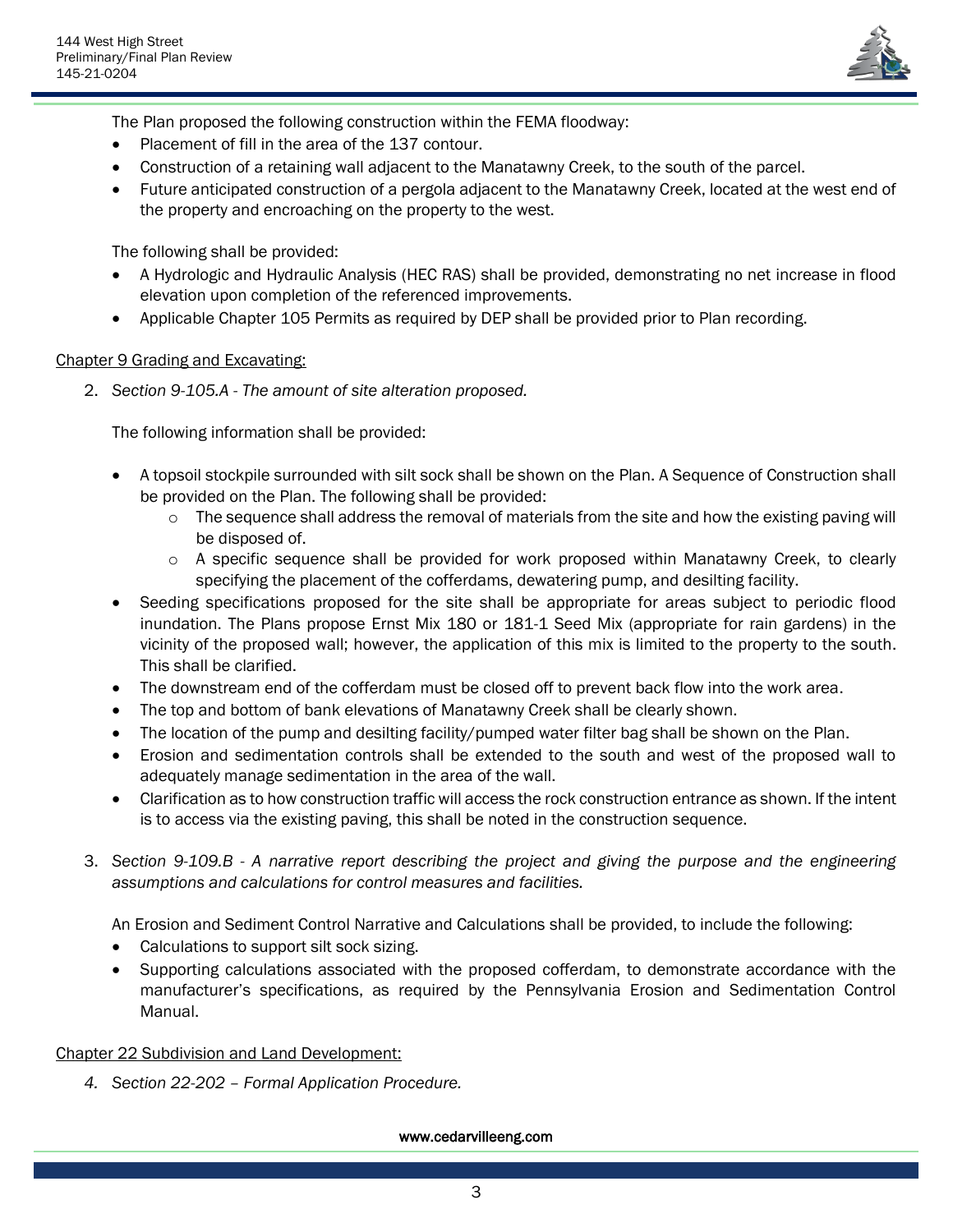The Plan proposed the following construction within the FEMA floodway:

- Placement of fill in the area of the 137 contour.
- Construction of a retaining wall adjacent to the Manatawny Creek, to the south of the parcel.
- Future anticipated construction of a pergola adjacent to the Manatawny Creek, located at the west end of the property and encroaching on the property to the west.

The following shall be provided:

- A Hydrologic and Hydraulic Analysis (HEC RAS) shall be provided, demonstrating no net increase in flood elevation upon completion of the referenced improvements.
- Applicable Chapter 105 Permits as required by DEP shall be provided prior to Plan recording.

<u>Chapter 9 Grading and Excavating:</u>

2. *Section 9-105.A - The amount of site alteration proposed.*

   The following information shall be provided:

   - A topsoil stockpile surrounded with silt sock shall be shown on the Plan. A Sequence of Construction shall be provided on the Plan. The following shall be provided:
     - The sequence shall address the removal of materials from the site and how the existing paving will be disposed of.
     - A specific sequence shall be provided for work proposed within Manatawny Creek, to clearly specifying the placement of the cofferdams, dewatering pump, and desilting facility.
   - Seeding specifications proposed for the site shall be appropriate for areas subject to periodic flood inundation. The Plans propose Ernst Mix 180 or 181-1 Seed Mix (appropriate for rain gardens) in the vicinity of the proposed wall; however, the application of this mix is limited to the property to the south. This shall be clarified.
   - The downstream end of the cofferdam must be closed off to prevent back flow into the work area.
   - The top and bottom of bank elevations of Manatawny Creek shall be clearly shown.
   - The location of the pump and desilting facility/pumped water filter bag shall be shown on the Plan.
   - Erosion and sedimentation controls shall be extended to the south and west of the proposed wall to adequately manage sedimentation in the area of the wall.
   - Clarification as to how construction traffic will access the rock construction entrance as shown. If the intent is to access via the existing paving, this shall be noted in the construction sequence.

3. *Section 9-109.B - A narrative report describing the project and giving the purpose and the engineering assumptions and calculations for control measures and facilities.*

   An Erosion and Sediment Control Narrative and Calculations shall be provided, to include the following:

   - Calculations to support silt sock sizing.
   - Supporting calculations associated with the proposed cofferdam, to demonstrate accordance with the manufacturer's specifications, as required by the Pennsylvania Erosion and Sedimentation Control Manual.

<u>Chapter 22 Subdivision and Land Development:</u>

4. *Section 22-202 – Formal Application Procedure.*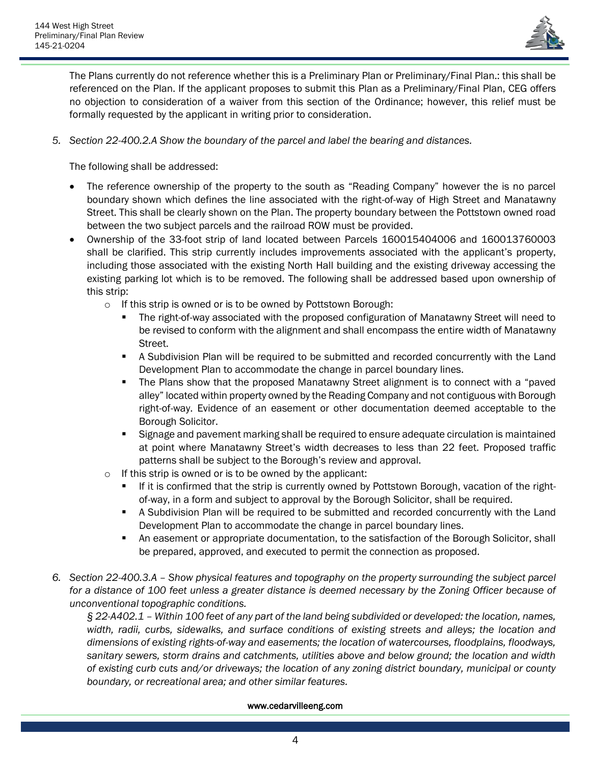The Plans currently do not reference whether this is a Preliminary Plan or Preliminary/Final Plan.: this shall be referenced on the Plan. If the applicant proposes to submit this Plan as a Preliminary/Final Plan, CEG offers no objection to consideration of a waiver from this section of the Ordinance; however, this relief must be formally requested by the applicant in writing prior to consideration.

5. *Section 22-400.2.A Show the boundary of the parcel and label the bearing and distances.*

   The following shall be addressed:

   - The reference ownership of the property to the south as "Reading Company" however the is no parcel boundary shown which defines the line associated with the right-of-way of High Street and Manatawny Street. This shall be clearly shown on the Plan. The property boundary between the Pottstown owned road between the two subject parcels and the railroad ROW must be provided.
   - Ownership of the 33-foot strip of land located between Parcels 160015404006 and 160013760003 shall be clarified. This strip currently includes improvements associated with the applicant's property, including those associated with the existing North Hall building and the existing driveway accessing the existing parking lot which is to be removed. The following shall be addressed based upon ownership of this strip:
     - If this strip is owned or is to be owned by Pottstown Borough:
       - The right-of-way associated with the proposed configuration of Manatawny Street will need to be revised to conform with the alignment and shall encompass the entire width of Manatawny Street.
       - A Subdivision Plan will be required to be submitted and recorded concurrently with the Land Development Plan to accommodate the change in parcel boundary lines.
       - The Plans show that the proposed Manatawny Street alignment is to connect with a "paved alley" located within property owned by the Reading Company and not contiguous with Borough right-of-way. Evidence of an easement or other documentation deemed acceptable to the Borough Solicitor.
       - Signage and pavement marking shall be required to ensure adequate circulation is maintained at point where Manatawny Street's width decreases to less than 22 feet. Proposed traffic patterns shall be subject to the Borough's review and approval.
     - If this strip is owned or is to be owned by the applicant:
       - If it is confirmed that the strip is currently owned by Pottstown Borough, vacation of the right-of-way, in a form and subject to approval by the Borough Solicitor, shall be required.
       - A Subdivision Plan will be required to be submitted and recorded concurrently with the Land Development Plan to accommodate the change in parcel boundary lines.
       - An easement or appropriate documentation, to the satisfaction of the Borough Solicitor, shall be prepared, approved, and executed to permit the connection as proposed.

6. *Section 22-400.3.A – Show physical features and topography on the property surrounding the subject parcel for a distance of 100 feet unless a greater distance is deemed necessary by the Zoning Officer because of unconventional topographic conditions.*
   *§ 22-A402.1 – Within 100 feet of any part of the land being subdivided or developed: the location, names, width, radii, curbs, sidewalks, and surface conditions of existing streets and alleys; the location and dimensions of existing rights-of-way and easements; the location of watercourses, floodplains, floodways, sanitary sewers, storm drains and catchments, utilities above and below ground; the location and width of existing curb cuts and/or driveways; the location of any zoning district boundary, municipal or county boundary, or recreational area; and other similar features.*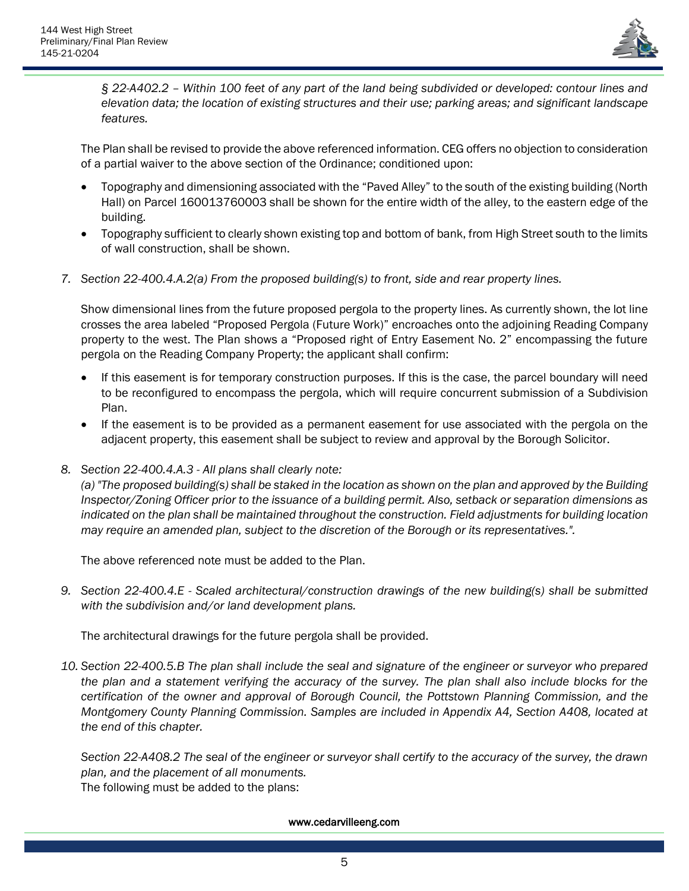*§ 22-A402.2 – Within 100 feet of any part of the land being subdivided or developed: contour lines and elevation data; the location of existing structures and their use; parking areas; and significant landscape features.*

The Plan shall be revised to provide the above referenced information. CEG offers no objection to consideration of a partial waiver to the above section of the Ordinance; conditioned upon:

- Topography and dimensioning associated with the "Paved Alley" to the south of the existing building (North Hall) on Parcel 160013760003 shall be shown for the entire width of the alley, to the eastern edge of the building.
- Topography sufficient to clearly shown existing top and bottom of bank, from High Street south to the limits of wall construction, shall be shown.

7. *Section 22-400.4.A.2(a) From the proposed building(s) to front, side and rear property lines.*

   Show dimensional lines from the future proposed pergola to the property lines. As currently shown, the lot line crosses the area labeled "Proposed Pergola (Future Work)" encroaches onto the adjoining Reading Company property to the west. The Plan shows a "Proposed right of Entry Easement No. 2" encompassing the future pergola on the Reading Company Property; the applicant shall confirm:

   - If this easement is for temporary construction purposes. If this is the case, the parcel boundary will need to be reconfigured to encompass the pergola, which will require concurrent submission of a Subdivision Plan.
   - If the easement is to be provided as a permanent easement for use associated with the pergola on the adjacent property, this easement shall be subject to review and approval by the Borough Solicitor.

8. *Section 22-400.4.A.3 - All plans shall clearly note:*
   *(a) "The proposed building(s) shall be staked in the location as shown on the plan and approved by the Building Inspector/Zoning Officer prior to the issuance of a building permit. Also, setback or separation dimensions as indicated on the plan shall be maintained throughout the construction. Field adjustments for building location may require an amended plan, subject to the discretion of the Borough or its representatives.".*

   The above referenced note must be added to the Plan.

9. *Section 22-400.4.E - Scaled architectural/construction drawings of the new building(s) shall be submitted with the subdivision and/or land development plans.*

   The architectural drawings for the future pergola shall be provided.

10. *Section 22-400.5.B The plan shall include the seal and signature of the engineer or surveyor who prepared the plan and a statement verifying the accuracy of the survey. The plan shall also include blocks for the certification of the owner and approval of Borough Council, the Pottstown Planning Commission, and the Montgomery County Planning Commission. Samples are included in Appendix A4, Section A408, located at the end of this chapter.*

    *Section 22-A408.2 The seal of the engineer or surveyor shall certify to the accuracy of the survey, the drawn plan, and the placement of all monuments.*
    The following must be added to the plans: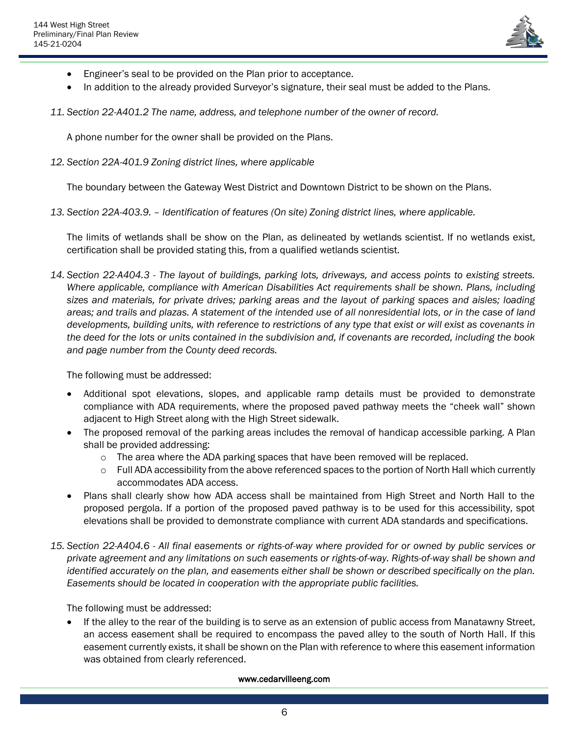- Engineer's seal to be provided on the Plan prior to acceptance.
- In addition to the already provided Surveyor's signature, their seal must be added to the Plans.

11. *Section 22-A401.2 The name, address, and telephone number of the owner of record.*

    A phone number for the owner shall be provided on the Plans.

12. *Section 22A-401.9 Zoning district lines, where applicable*

    The boundary between the Gateway West District and Downtown District to be shown on the Plans.

13. *Section 22A-403.9. – Identification of features (On site) Zoning district lines, where applicable.*

    The limits of wetlands shall be show on the Plan, as delineated by wetlands scientist. If no wetlands exist, certification shall be provided stating this, from a qualified wetlands scientist.

14. *Section 22-A404.3 - The layout of buildings, parking lots, driveways, and access points to existing streets. Where applicable, compliance with American Disabilities Act requirements shall be shown. Plans, including sizes and materials, for private drives; parking areas and the layout of parking spaces and aisles; loading areas; and trails and plazas. A statement of the intended use of all nonresidential lots, or in the case of land developments, building units, with reference to restrictions of any type that exist or will exist as covenants in the deed for the lots or units contained in the subdivision and, if covenants are recorded, including the book and page number from the County deed records.*

    The following must be addressed:

    - Additional spot elevations, slopes, and applicable ramp details must be provided to demonstrate compliance with ADA requirements, where the proposed paved pathway meets the "cheek wall" shown adjacent to High Street along with the High Street sidewalk.
    - The proposed removal of the parking areas includes the removal of handicap accessible parking. A Plan shall be provided addressing:
        - The area where the ADA parking spaces that have been removed will be replaced.
        - Full ADA accessibility from the above referenced spaces to the portion of North Hall which currently accommodates ADA access.
    - Plans shall clearly show how ADA access shall be maintained from High Street and North Hall to the proposed pergola. If a portion of the proposed paved pathway is to be used for this accessibility, spot elevations shall be provided to demonstrate compliance with current ADA standards and specifications.

15. *Section 22-A404.6 - All final easements or rights-of-way where provided for or owned by public services or private agreement and any limitations on such easements or rights-of-way. Rights-of-way shall be shown and identified accurately on the plan, and easements either shall be shown or described specifically on the plan. Easements should be located in cooperation with the appropriate public facilities.*

    The following must be addressed:

    - If the alley to the rear of the building is to serve as an extension of public access from Manatawny Street, an access easement shall be required to encompass the paved alley to the south of North Hall. If this easement currently exists, it shall be shown on the Plan with reference to where this easement information was obtained from clearly referenced.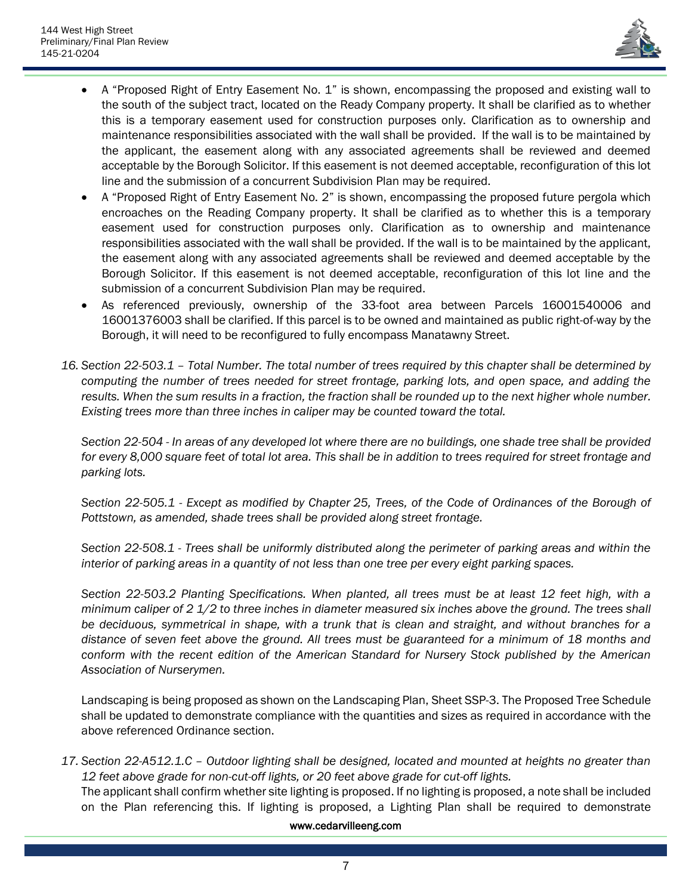- A "Proposed Right of Entry Easement No. 1" is shown, encompassing the proposed and existing wall to the south of the subject tract, located on the Ready Company property. It shall be clarified as to whether this is a temporary easement used for construction purposes only. Clarification as to ownership and maintenance responsibilities associated with the wall shall be provided. If the wall is to be maintained by the applicant, the easement along with any associated agreements shall be reviewed and deemed acceptable by the Borough Solicitor. If this easement is not deemed acceptable, reconfiguration of this lot line and the submission of a concurrent Subdivision Plan may be required.
- A "Proposed Right of Entry Easement No. 2" is shown, encompassing the proposed future pergola which encroaches on the Reading Company property. It shall be clarified as to whether this is a temporary easement used for construction purposes only. Clarification as to ownership and maintenance responsibilities associated with the wall shall be provided. If the wall is to be maintained by the applicant, the easement along with any associated agreements shall be reviewed and deemed acceptable by the Borough Solicitor. If this easement is not deemed acceptable, reconfiguration of this lot line and the submission of a concurrent Subdivision Plan may be required.
- As referenced previously, ownership of the 33-foot area between Parcels 16001540006 and 16001376003 shall be clarified. If this parcel is to be owned and maintained as public right-of-way by the Borough, it will need to be reconfigured to fully encompass Manatawny Street.

16. *Section 22-503.1 – Total Number. The total number of trees required by this chapter shall be determined by computing the number of trees needed for street frontage, parking lots, and open space, and adding the results. When the sum results in a fraction, the fraction shall be rounded up to the next higher whole number. Existing trees more than three inches in caliper may be counted toward the total.*

    *Section 22-504 - In areas of any developed lot where there are no buildings, one shade tree shall be provided for every 8,000 square feet of total lot area. This shall be in addition to trees required for street frontage and parking lots.*

    *Section 22-505.1 - Except as modified by Chapter 25, Trees, of the Code of Ordinances of the Borough of Pottstown, as amended, shade trees shall be provided along street frontage.*

    *Section 22-508.1 - Trees shall be uniformly distributed along the perimeter of parking areas and within the interior of parking areas in a quantity of not less than one tree per every eight parking spaces.*

    *Section 22-503.2 Planting Specifications. When planted, all trees must be at least 12 feet high, with a minimum caliper of 2 1/2 to three inches in diameter measured six inches above the ground. The trees shall be deciduous, symmetrical in shape, with a trunk that is clean and straight, and without branches for a distance of seven feet above the ground. All trees must be guaranteed for a minimum of 18 months and conform with the recent edition of the American Standard for Nursery Stock published by the American Association of Nurserymen.*

    Landscaping is being proposed as shown on the Landscaping Plan, Sheet SSP-3. The Proposed Tree Schedule shall be updated to demonstrate compliance with the quantities and sizes as required in accordance with the above referenced Ordinance section.

17. *Section 22-A512.1.C – Outdoor lighting shall be designed, located and mounted at heights no greater than 12 feet above grade for non-cut-off lights, or 20 feet above grade for cut-off lights.*
    The applicant shall confirm whether site lighting is proposed. If no lighting is proposed, a note shall be included on the Plan referencing this. If lighting is proposed, a Lighting Plan shall be required to demonstrate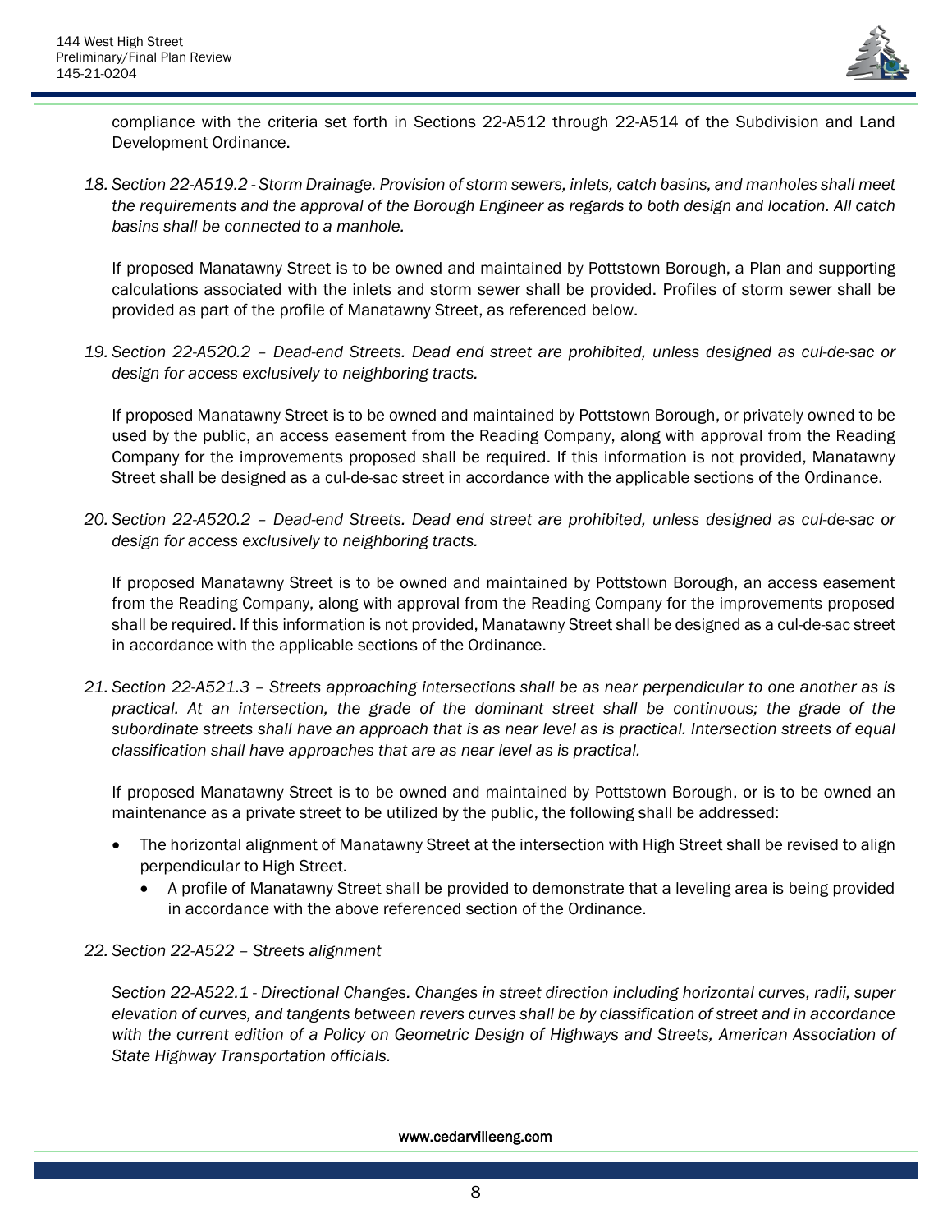compliance with the criteria set forth in Sections 22-A512 through 22-A514 of the Subdivision and Land Development Ordinance.

18. *Section 22-A519.2 - Storm Drainage. Provision of storm sewers, inlets, catch basins, and manholes shall meet the requirements and the approval of the Borough Engineer as regards to both design and location. All catch basins shall be connected to a manhole.*

    If proposed Manatawny Street is to be owned and maintained by Pottstown Borough, a Plan and supporting calculations associated with the inlets and storm sewer shall be provided. Profiles of storm sewer shall be provided as part of the profile of Manatawny Street, as referenced below.

19. *Section 22-A520.2 – Dead-end Streets. Dead end street are prohibited, unless designed as cul-de-sac or design for access exclusively to neighboring tracts.*

    If proposed Manatawny Street is to be owned and maintained by Pottstown Borough, or privately owned to be used by the public, an access easement from the Reading Company, along with approval from the Reading Company for the improvements proposed shall be required. If this information is not provided, Manatawny Street shall be designed as a cul-de-sac street in accordance with the applicable sections of the Ordinance.

20. *Section 22-A520.2 – Dead-end Streets. Dead end street are prohibited, unless designed as cul-de-sac or design for access exclusively to neighboring tracts.*

    If proposed Manatawny Street is to be owned and maintained by Pottstown Borough, an access easement from the Reading Company, along with approval from the Reading Company for the improvements proposed shall be required. If this information is not provided, Manatawny Street shall be designed as a cul-de-sac street in accordance with the applicable sections of the Ordinance.

21. *Section 22-A521.3 – Streets approaching intersections shall be as near perpendicular to one another as is practical. At an intersection, the grade of the dominant street shall be continuous; the grade of the subordinate streets shall have an approach that is as near level as is practical. Intersection streets of equal classification shall have approaches that are as near level as is practical.*

    If proposed Manatawny Street is to be owned and maintained by Pottstown Borough, or is to be owned an maintenance as a private street to be utilized by the public, the following shall be addressed:

    - The horizontal alignment of Manatawny Street at the intersection with High Street shall be revised to align perpendicular to High Street.
        - A profile of Manatawny Street shall be provided to demonstrate that a leveling area is being provided in accordance with the above referenced section of the Ordinance.

22. *Section 22-A522 – Streets alignment*

    *Section 22-A522.1 - Directional Changes. Changes in street direction including horizontal curves, radii, super elevation of curves, and tangents between revers curves shall be by classification of street and in accordance with the current edition of a Policy on Geometric Design of Highways and Streets, American Association of State Highway Transportation officials.*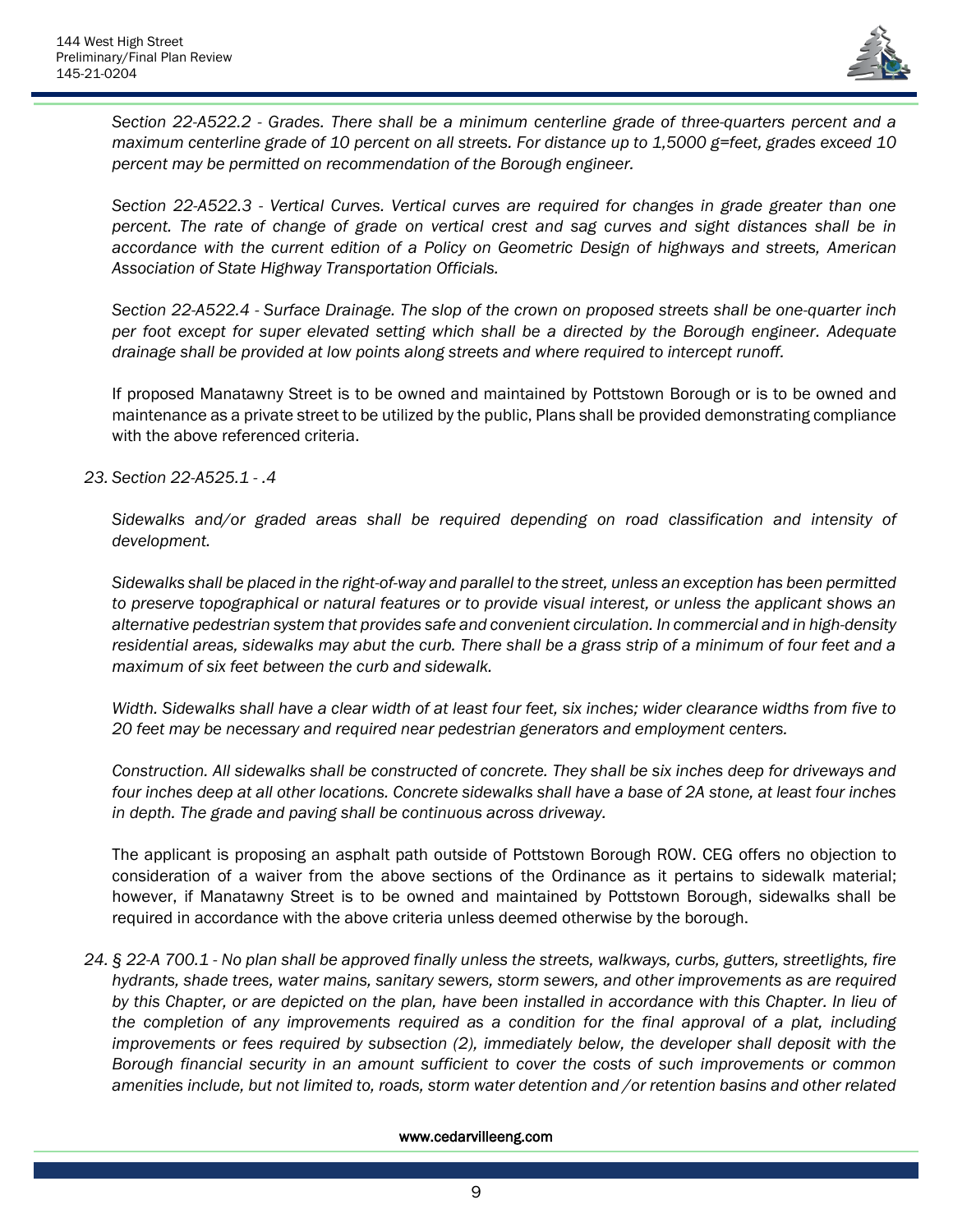*Section 22-A522.2 - Grades. There shall be a minimum centerline grade of three-quarters percent and a maximum centerline grade of 10 percent on all streets. For distance up to 1,5000 g=feet, grades exceed 10 percent may be permitted on recommendation of the Borough engineer.*

*Section 22-A522.3 - Vertical Curves. Vertical curves are required for changes in grade greater than one percent. The rate of change of grade on vertical crest and sag curves and sight distances shall be in accordance with the current edition of a Policy on Geometric Design of highways and streets, American Association of State Highway Transportation Officials.*

*Section 22-A522.4 - Surface Drainage. The slop of the crown on proposed streets shall be one-quarter inch per foot except for super elevated setting which shall be a directed by the Borough engineer. Adequate drainage shall be provided at low points along streets and where required to intercept runoff.*

If proposed Manatawny Street is to be owned and maintained by Pottstown Borough or is to be owned and maintenance as a private street to be utilized by the public, Plans shall be provided demonstrating compliance with the above referenced criteria.

23. *Section 22-A525.1 - .4*

    *Sidewalks and/or graded areas shall be required depending on road classification and intensity of development.*

    *Sidewalks shall be placed in the right-of-way and parallel to the street, unless an exception has been permitted to preserve topographical or natural features or to provide visual interest, or unless the applicant shows an alternative pedestrian system that provides safe and convenient circulation. In commercial and in high-density residential areas, sidewalks may abut the curb. There shall be a grass strip of a minimum of four feet and a maximum of six feet between the curb and sidewalk.*

    *Width. Sidewalks shall have a clear width of at least four feet, six inches; wider clearance widths from five to 20 feet may be necessary and required near pedestrian generators and employment centers.*

    *Construction. All sidewalks shall be constructed of concrete. They shall be six inches deep for driveways and four inches deep at all other locations. Concrete sidewalks shall have a base of 2A stone, at least four inches in depth. The grade and paving shall be continuous across driveway.*

    The applicant is proposing an asphalt path outside of Pottstown Borough ROW. CEG offers no objection to consideration of a waiver from the above sections of the Ordinance as it pertains to sidewalk material; however, if Manatawny Street is to be owned and maintained by Pottstown Borough, sidewalks shall be required in accordance with the above criteria unless deemed otherwise by the borough.

24. *§ 22-A 700.1 - No plan shall be approved finally unless the streets, walkways, curbs, gutters, streetlights, fire hydrants, shade trees, water mains, sanitary sewers, storm sewers, and other improvements as are required by this Chapter, or are depicted on the plan, have been installed in accordance with this Chapter. In lieu of the completion of any improvements required as a condition for the final approval of a plat, including improvements or fees required by subsection (2), immediately below, the developer shall deposit with the Borough financial security in an amount sufficient to cover the costs of such improvements or common amenities include, but not limited to, roads, storm water detention and /or retention basins and other related*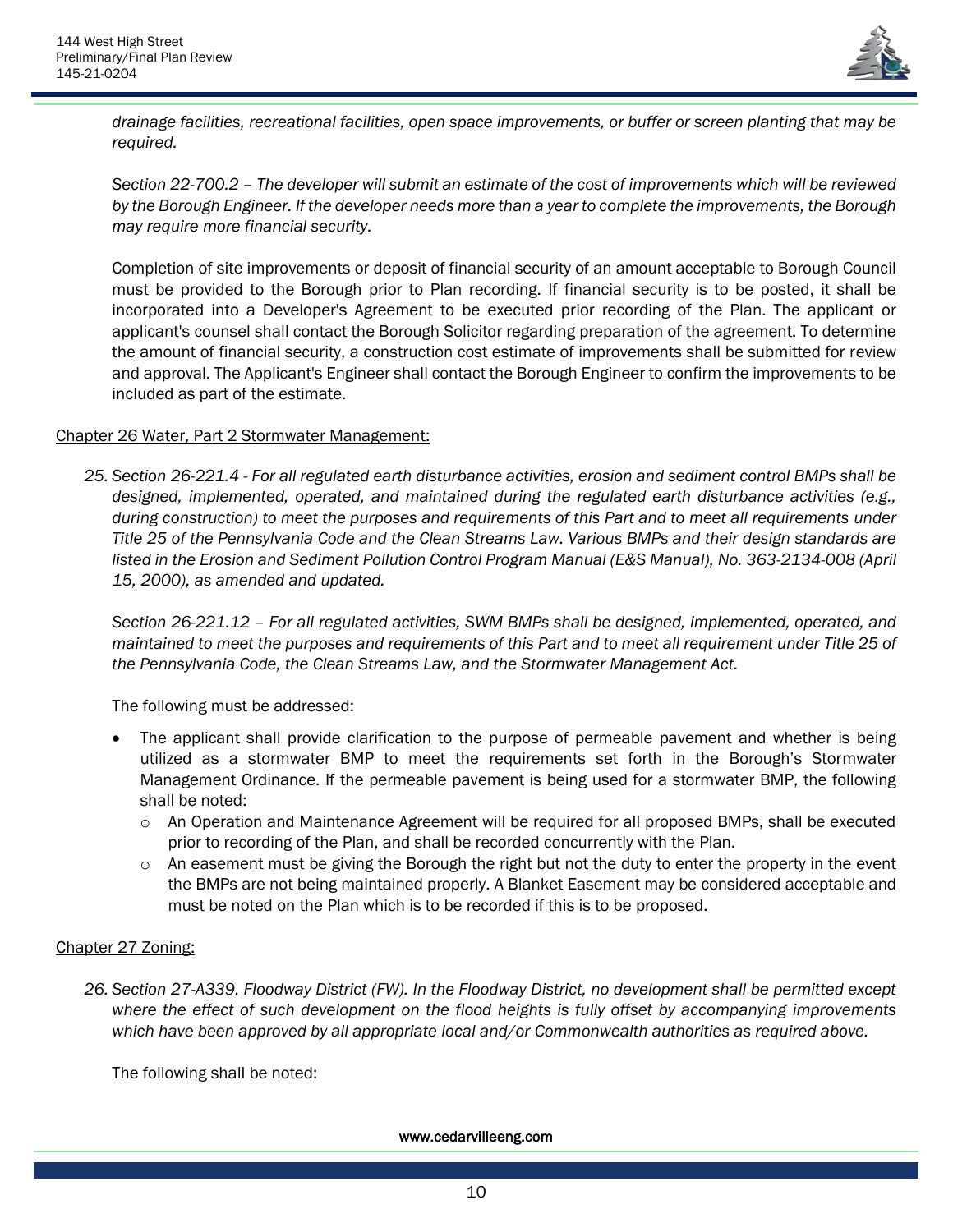*drainage facilities, recreational facilities, open space improvements, or buffer or screen planting that may be required.*

*Section 22-700.2 – The developer will submit an estimate of the cost of improvements which will be reviewed by the Borough Engineer. If the developer needs more than a year to complete the improvements, the Borough may require more financial security.*

Completion of site improvements or deposit of financial security of an amount acceptable to Borough Council must be provided to the Borough prior to Plan recording. If financial security is to be posted, it shall be incorporated into a Developer's Agreement to be executed prior recording of the Plan. The applicant or applicant's counsel shall contact the Borough Solicitor regarding preparation of the agreement. To determine the amount of financial security, a construction cost estimate of improvements shall be submitted for review and approval. The Applicant's Engineer shall contact the Borough Engineer to confirm the improvements to be included as part of the estimate.

Chapter 26 Water, Part 2 Stormwater Management:

25. *Section 26-221.4 - For all regulated earth disturbance activities, erosion and sediment control BMPs shall be designed, implemented, operated, and maintained during the regulated earth disturbance activities (e.g., during construction) to meet the purposes and requirements of this Part and to meet all requirements under Title 25 of the Pennsylvania Code and the Clean Streams Law. Various BMPs and their design standards are listed in the Erosion and Sediment Pollution Control Program Manual (E&S Manual), No. 363-2134-008 (April 15, 2000), as amended and updated.*

    *Section 26-221.12 – For all regulated activities, SWM BMPs shall be designed, implemented, operated, and maintained to meet the purposes and requirements of this Part and to meet all requirement under Title 25 of the Pennsylvania Code, the Clean Streams Law, and the Stormwater Management Act.*

    The following must be addressed:

    - The applicant shall provide clarification to the purpose of permeable pavement and whether is being utilized as a stormwater BMP to meet the requirements set forth in the Borough's Stormwater Management Ordinance. If the permeable pavement is being used for a stormwater BMP, the following shall be noted:
        - An Operation and Maintenance Agreement will be required for all proposed BMPs, shall be executed prior to recording of the Plan, and shall be recorded concurrently with the Plan.
        - An easement must be giving the Borough the right but not the duty to enter the property in the event the BMPs are not being maintained properly. A Blanket Easement may be considered acceptable and must be noted on the Plan which is to be recorded if this is to be proposed.

Chapter 27 Zoning:

26. *Section 27-A339. Floodway District (FW). In the Floodway District, no development shall be permitted except where the effect of such development on the flood heights is fully offset by accompanying improvements which have been approved by all appropriate local and/or Commonwealth authorities as required above.*

    The following shall be noted: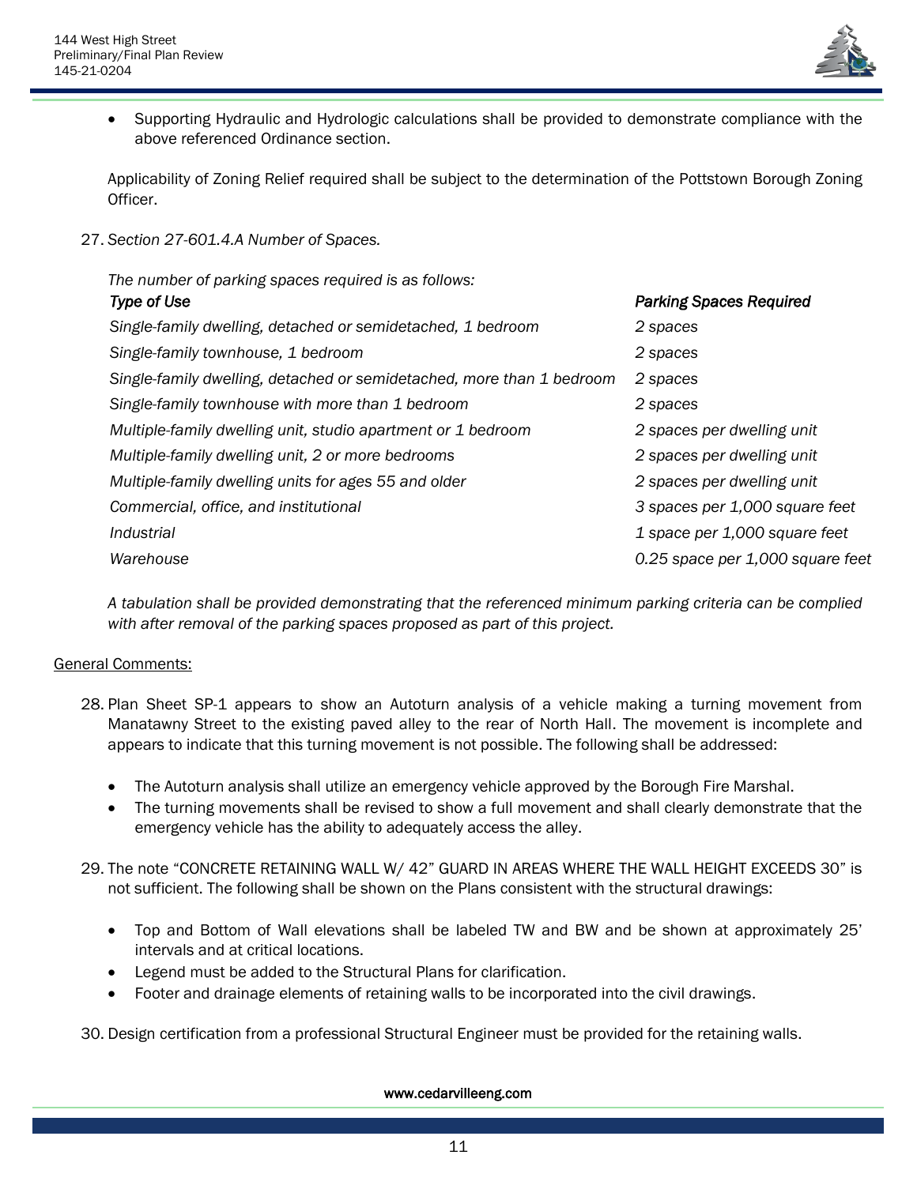- Supporting Hydraulic and Hydrologic calculations shall be provided to demonstrate compliance with the above referenced Ordinance section.

Applicability of Zoning Relief required shall be subject to the determination of the Pottstown Borough Zoning Officer.

27. *Section 27-601.4.A Number of Spaces.*

*The number of parking spaces required is as follows:*

| *Type of Use* | *Parking Spaces Required* |
|---|---|
| *Single-family dwelling, detached or semidetached, 1 bedroom* | *2 spaces* |
| *Single-family townhouse, 1 bedroom* | *2 spaces* |
| *Single-family dwelling, detached or semidetached, more than 1 bedroom* | *2 spaces* |
| *Single-family townhouse with more than 1 bedroom* | *2 spaces* |
| *Multiple-family dwelling unit, studio apartment or 1 bedroom* | *2 spaces per dwelling unit* |
| *Multiple-family dwelling unit, 2 or more bedrooms* | *2 spaces per dwelling unit* |
| *Multiple-family dwelling units for ages 55 and older* | *2 spaces per dwelling unit* |
| *Commercial, office, and institutional* | *3 spaces per 1,000 square feet* |
| *Industrial* | *1 space per 1,000 square feet* |
| *Warehouse* | *0.25 space per 1,000 square feet* |

*A tabulation shall be provided demonstrating that the referenced minimum parking criteria can be complied with after removal of the parking spaces proposed as part of this project.*

General Comments:

28. Plan Sheet SP-1 appears to show an Autoturn analysis of a vehicle making a turning movement from Manatawny Street to the existing paved alley to the rear of North Hall. The movement is incomplete and appears to indicate that this turning movement is not possible. The following shall be addressed:

    - The Autoturn analysis shall utilize an emergency vehicle approved by the Borough Fire Marshal.
    - The turning movements shall be revised to show a full movement and shall clearly demonstrate that the emergency vehicle has the ability to adequately access the alley.

29. The note "CONCRETE RETAINING WALL W/ 42" GUARD IN AREAS WHERE THE WALL HEIGHT EXCEEDS 30" is not sufficient. The following shall be shown on the Plans consistent with the structural drawings:

    - Top and Bottom of Wall elevations shall be labeled TW and BW and be shown at approximately 25' intervals and at critical locations.
    - Legend must be added to the Structural Plans for clarification.
    - Footer and drainage elements of retaining walls to be incorporated into the civil drawings.

30. Design certification from a professional Structural Engineer must be provided for the retaining walls.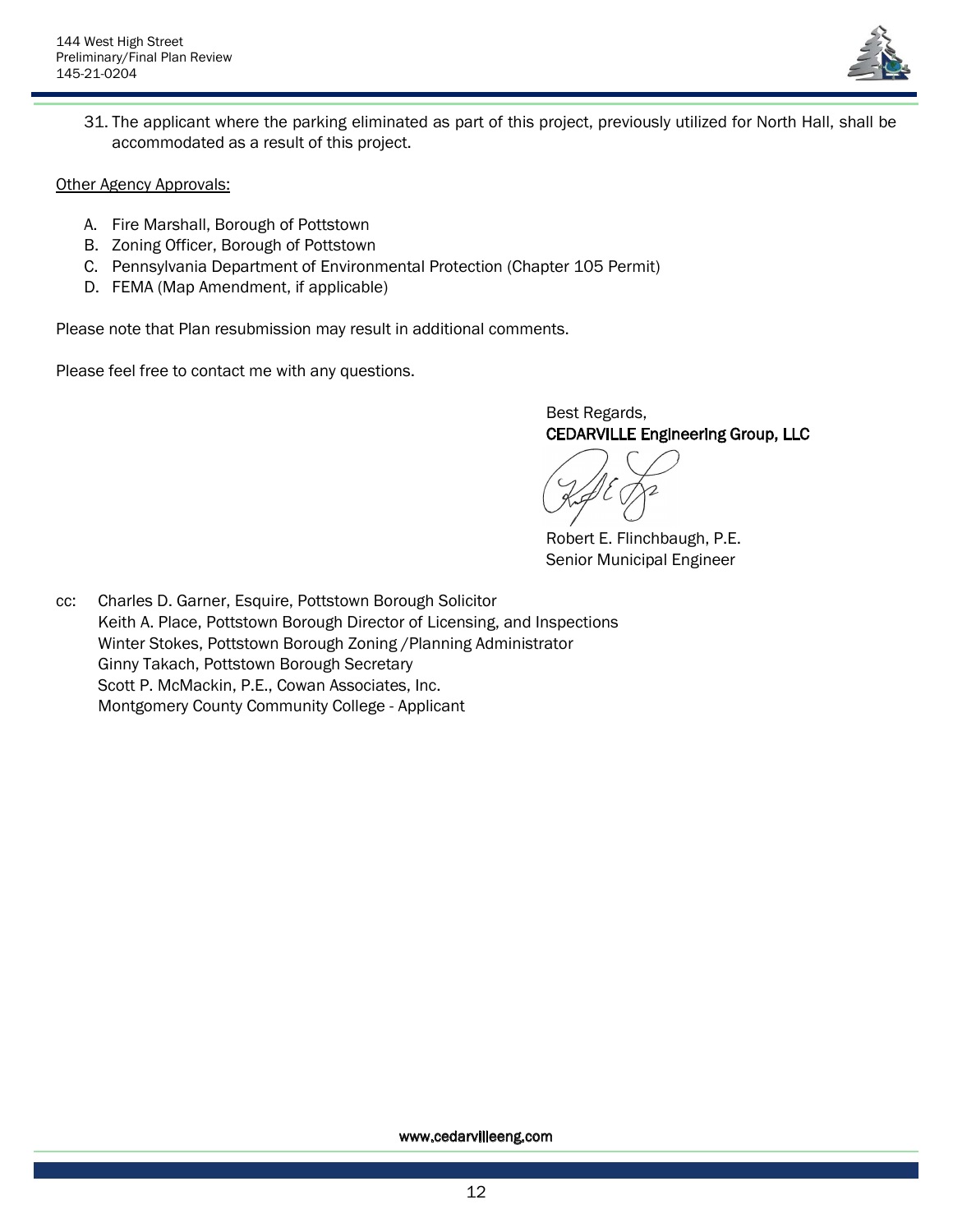31. The applicant where the parking eliminated as part of this project, previously utilized for North Hall, shall be accommodated as a result of this project.

Other Agency Approvals:

A. Fire Marshall, Borough of Pottstown
B. Zoning Officer, Borough of Pottstown
C. Pennsylvania Department of Environmental Protection (Chapter 105 Permit)
D. FEMA (Map Amendment, if applicable)

Please note that Plan resubmission may result in additional comments.

Please feel free to contact me with any questions.

Best Regards,
**CEDARVILLE Engineering Group, LLC**

Robert E. Flinchbaugh, P.E.
Senior Municipal Engineer

cc: Charles D. Garner, Esquire, Pottstown Borough Solicitor
Keith A. Place, Pottstown Borough Director of Licensing, and Inspections
Winter Stokes, Pottstown Borough Zoning /Planning Administrator
Ginny Takach, Pottstown Borough Secretary
Scott P. McMackin, P.E., Cowan Associates, Inc.
Montgomery County Community College - Applicant